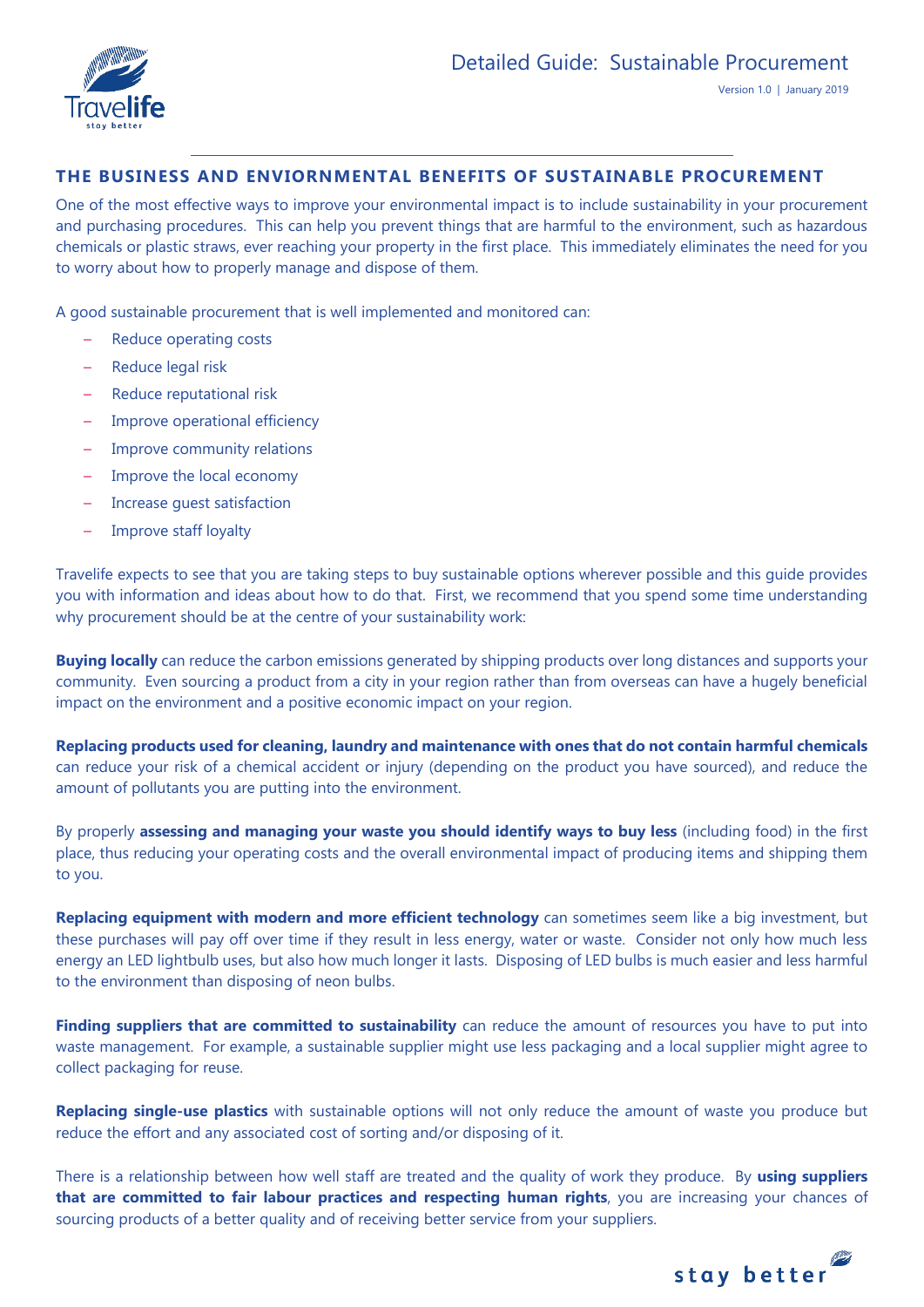# Detailed Guide: Sustainable Procurement

Version 1.0 | January 2019

## THE BUSINESS AND ENVIORNMENTAL BENEFITS OF SUSTAINABLE PROCUREMENT

One of the most effective ways to improve your environmental impact is to include sustainability in your procurement and purchasing procedures. This can help you prevent things that are harmful to the environment, such as hazardous chemicals or plastic straws, ever reaching your property in the first place. This immediately eliminates the need for you to worry about how to properly manage and dispose of them.

A good sustainable procurement that is well implemented and monitored can:

- Reduce operating costs
- Reduce legal risk
- Reduce reputational risk
- Improve operational efficiency
- Improve community relations
- Improve the local economy
- Increase guest satisfaction
- Improve staff loyalty

Travelife expects to see that you are taking steps to buy sustainable options wherever possible and this guide provides you with information and ideas about how to do that. First, we recommend that you spend some time understanding why procurement should be at the centre of your sustainability work:

**Buying locally** can reduce the carbon emissions generated by shipping products over long distances and supports your community. Even sourcing a product from a city in your region rather than from overseas can have a hugely beneficial impact on the environment and a positive economic impact on your region.

**Replacing products used for cleaning, laundry and maintenance with ones that do not contain harmful chemicals** can reduce your risk of a chemical accident or injury (depending on the product you have sourced), and reduce the amount of pollutants you are putting into the environment.

By properly **assessing and managing your waste you should identify ways to buy less** (including food) in the first place, thus reducing your operating costs and the overall environmental impact of producing items and shipping them to you.

**Replacing equipment with modern and more efficient technology** can sometimes seem like a big investment, but these purchases will pay off over time if they result in less energy, water or waste. Consider not only how much less energy an LED lightbulb uses, but also how much longer it lasts. Disposing of LED bulbs is much easier and less harmful to the environment than disposing of neon bulbs.

**Finding suppliers that are committed to sustainability** can reduce the amount of resources you have to put into waste management. For example, a sustainable supplier might use less packaging and a local supplier might agree to collect packaging for reuse.

**Replacing single-use plastics** with sustainable options will not only reduce the amount of waste you produce but reduce the effort and any associated cost of sorting and/or disposing of it.

There is a relationship between how well staff are treated and the quality of work they produce. By **using suppliers that are committed to fair labour practices and respecting human rights**, you are increasing your chances of sourcing products of a better quality and of receiving better service from your suppliers.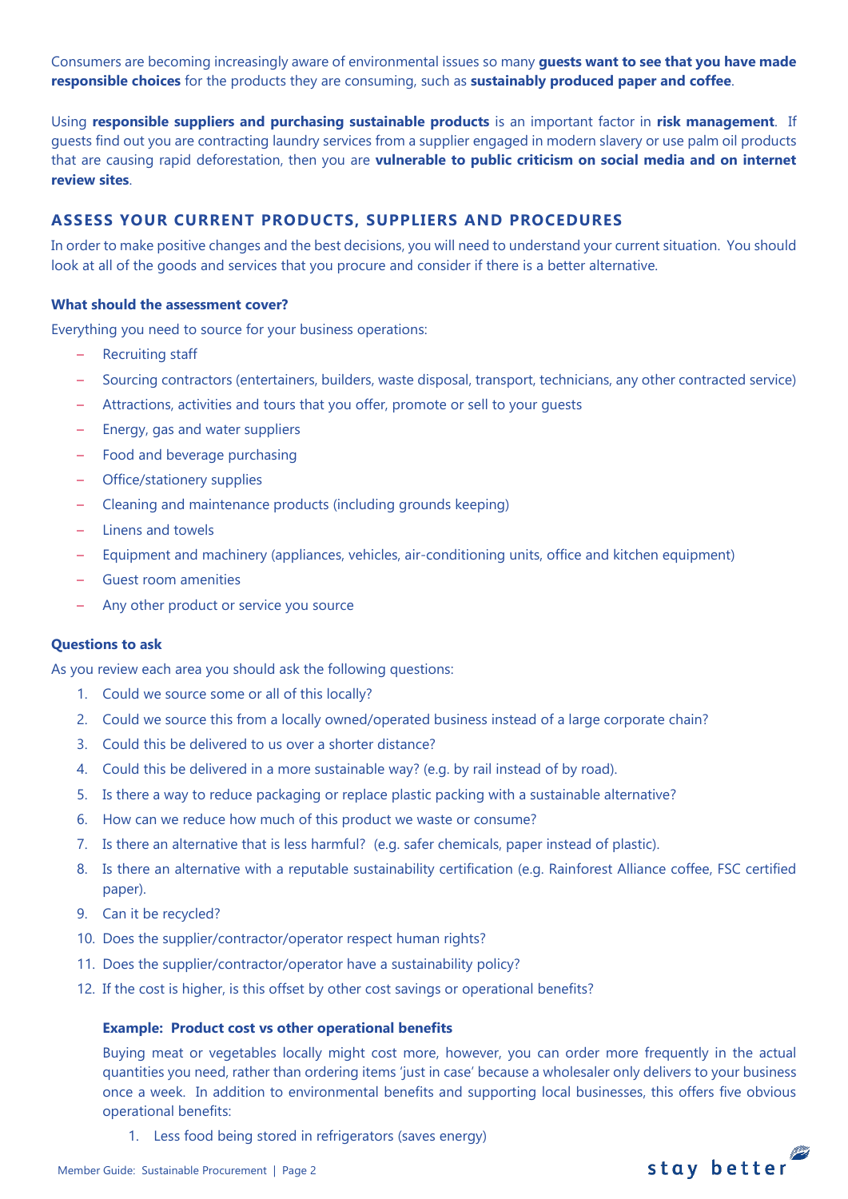Consumers are becoming increasingly aware of environmental issues so many **guests want to see that you have made responsible choices** for the products they are consuming, such as **sustainably produced paper and coffee**.

Using **responsible suppliers and purchasing sustainable products** is an important factor in **risk management**. If guests find out you are contracting laundry services from a supplier engaged in modern slavery or use palm oil products that are causing rapid deforestation, then you are **vulnerable to public criticism on social media and on internet review sites**.

## ASSESS YOUR CURRENT PRODUCTS, SUPPLIERS AND PROCEDURES

In order to make positive changes and the best decisions, you will need to understand your current situation. You should look at all of the goods and services that you procure and consider if there is a better alternative.

### What should the assessment cover?

Everything you need to source for your business operations:

- Recruiting staff
- Sourcing contractors (entertainers, builders, waste disposal, transport, technicians, any other contracted service)
- Attractions, activities and tours that you offer, promote or sell to your guests
- Energy, gas and water suppliers
- Food and beverage purchasing
- Office/stationery supplies
- Cleaning and maintenance products (including grounds keeping)
- Linens and towels
- Equipment and machinery (appliances, vehicles, air-conditioning units, office and kitchen equipment)
- Guest room amenities
- Any other product or service you source

### Questions to ask

As you review each area you should ask the following questions:

1. Could we source some or all of this locally?
2. Could we source this from a locally owned/operated business instead of a large corporate chain?
3. Could this be delivered to us over a shorter distance?
4. Could this be delivered in a more sustainable way? (e.g. by rail instead of by road).
5. Is there a way to reduce packaging or replace plastic packing with a sustainable alternative?
6. How can we reduce how much of this product we waste or consume?
7. Is there an alternative that is less harmful? (e.g. safer chemicals, paper instead of plastic).
8. Is there an alternative with a reputable sustainability certification (e.g. Rainforest Alliance coffee, FSC certified paper).
9. Can it be recycled?
10. Does the supplier/contractor/operator respect human rights?
11. Does the supplier/contractor/operator have a sustainability policy?
12. If the cost is higher, is this offset by other cost savings or operational benefits?

**Example: Product cost vs other operational benefits**

Buying meat or vegetables locally might cost more, however, you can order more frequently in the actual quantities you need, rather than ordering items 'just in case' because a wholesaler only delivers to your business once a week. In addition to environmental benefits and supporting local businesses, this offers five obvious operational benefits:

1. Less food being stored in refrigerators (saves energy)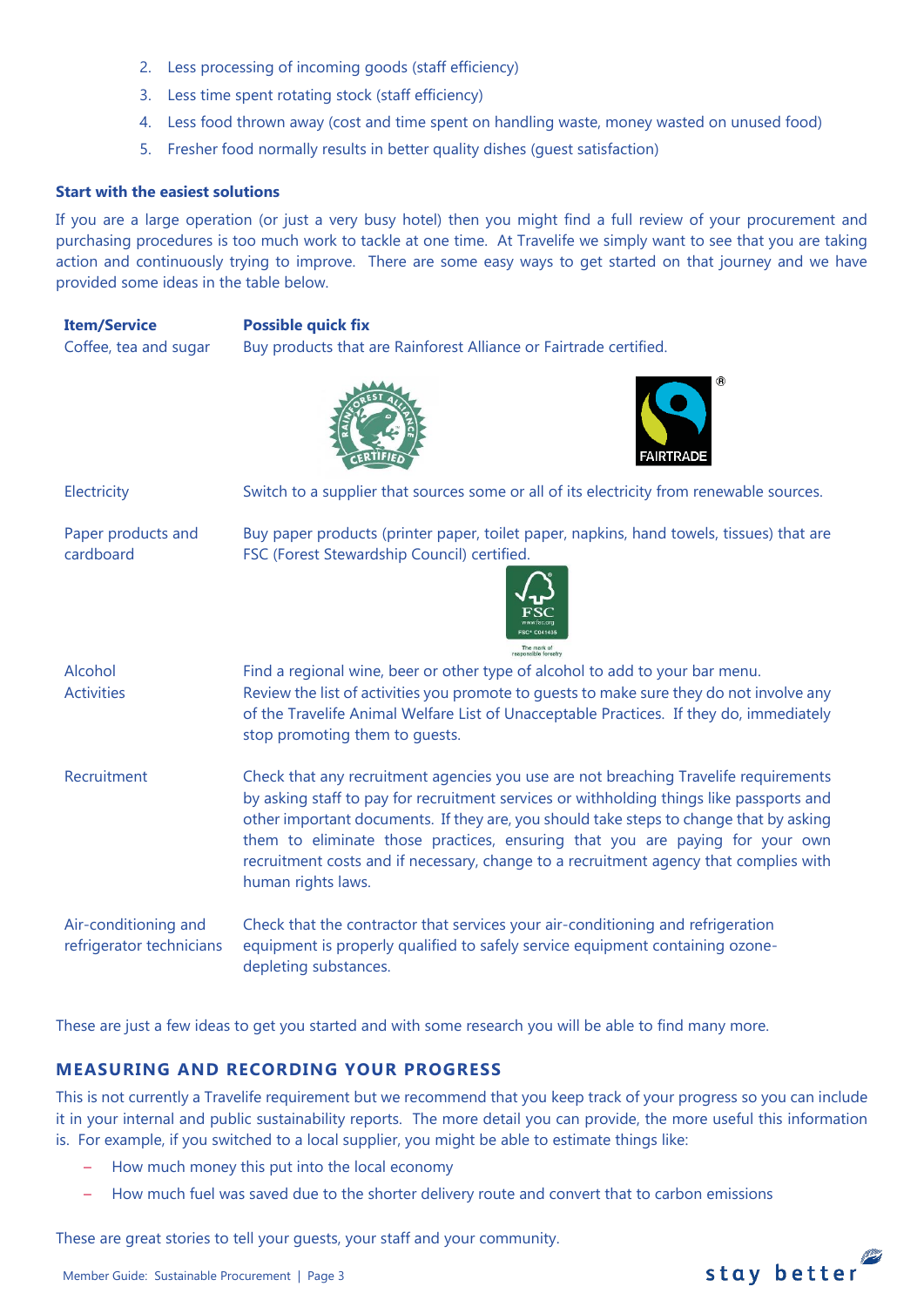2. Less processing of incoming goods (staff efficiency)
3. Less time spent rotating stock (staff efficiency)
4. Less food thrown away (cost and time spent on handling waste, money wasted on unused food)
5. Fresher food normally results in better quality dishes (guest satisfaction)

**Start with the easiest solutions**

If you are a large operation (or just a very busy hotel) then you might find a full review of your procurement and purchasing procedures is too much work to tackle at one time. At Travelife we simply want to see that you are taking action and continuously trying to improve. There are some easy ways to get started on that journey and we have provided some ideas in the table below.

| Item/Service | Possible quick fix |
|---|---|
| Coffee, tea and sugar | Buy products that are Rainforest Alliance or Fairtrade certified. |
| Electricity | Switch to a supplier that sources some or all of its electricity from renewable sources. |
| Paper products and cardboard | Buy paper products (printer paper, toilet paper, napkins, hand towels, tissues) that are FSC (Forest Stewardship Council) certified. |
| Alcohol | Find a regional wine, beer or other type of alcohol to add to your bar menu. |
| Activities | Review the list of activities you promote to guests to make sure they do not involve any of the Travelife Animal Welfare List of Unacceptable Practices. If they do, immediately stop promoting them to guests. |
| Recruitment | Check that any recruitment agencies you use are not breaching Travelife requirements by asking staff to pay for recruitment services or withholding things like passports and other important documents. If they are, you should take steps to change that by asking them to eliminate those practices, ensuring that you are paying for your own recruitment costs and if necessary, change to a recruitment agency that complies with human rights laws. |
| Air-conditioning and refrigerator technicians | Check that the contractor that services your air-conditioning and refrigeration equipment is properly qualified to safely service equipment containing ozone-depleting substances. |

These are just a few ideas to get you started and with some research you will be able to find many more.

## MEASURING AND RECORDING YOUR PROGRESS

This is not currently a Travelife requirement but we recommend that you keep track of your progress so you can include it in your internal and public sustainability reports. The more detail you can provide, the more useful this information is. For example, if you switched to a local supplier, you might be able to estimate things like:

- How much money this put into the local economy
- How much fuel was saved due to the shorter delivery route and convert that to carbon emissions

These are great stories to tell your guests, your staff and your community.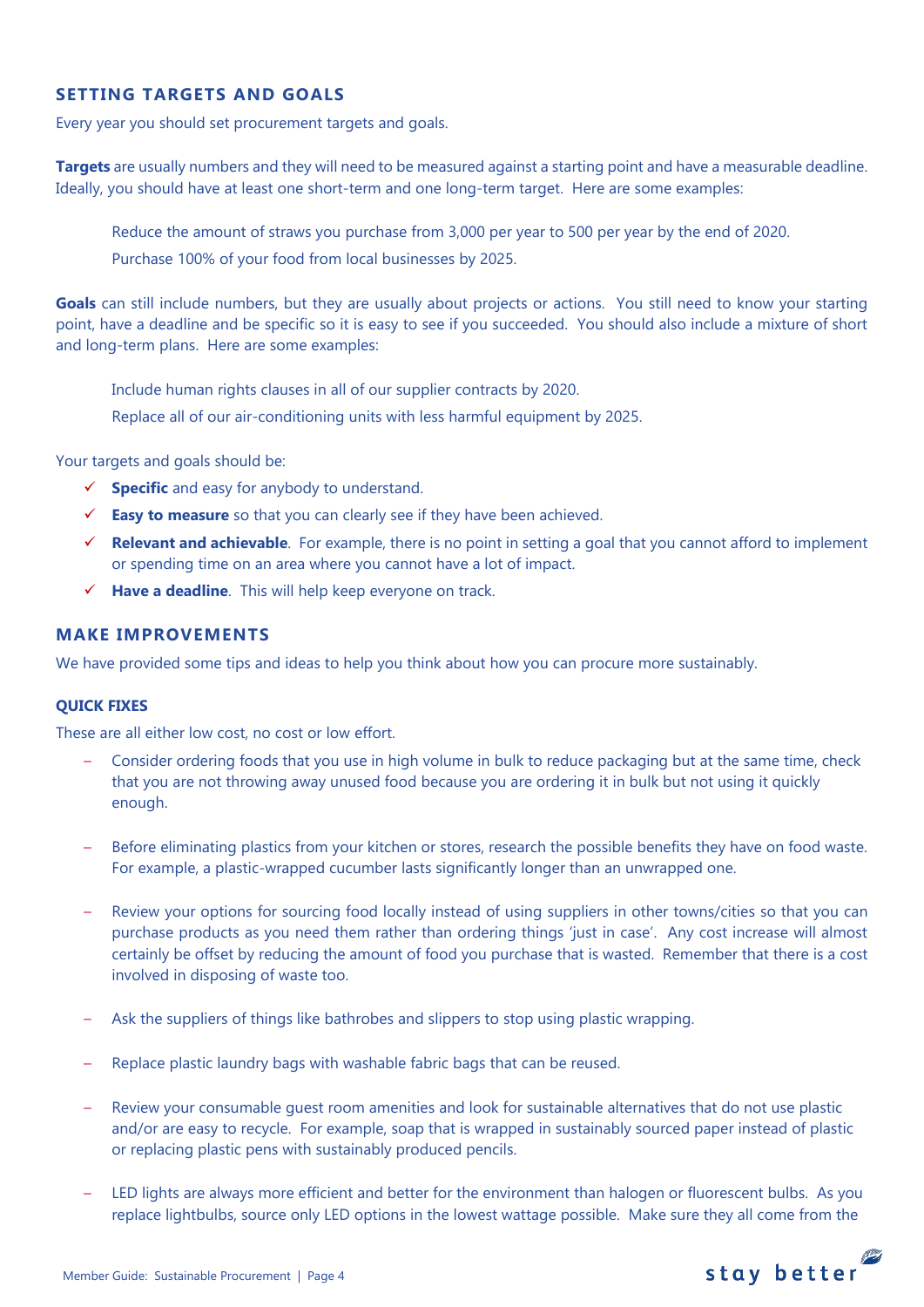## SETTING TARGETS AND GOALS

Every year you should set procurement targets and goals.

**Targets** are usually numbers and they will need to be measured against a starting point and have a measurable deadline. Ideally, you should have at least one short-term and one long-term target. Here are some examples:

Reduce the amount of straws you purchase from 3,000 per year to 500 per year by the end of 2020.

Purchase 100% of your food from local businesses by 2025.

**Goals** can still include numbers, but they are usually about projects or actions. You still need to know your starting point, have a deadline and be specific so it is easy to see if you succeeded. You should also include a mixture of short and long-term plans. Here are some examples:

Include human rights clauses in all of our supplier contracts by 2020.

Replace all of our air-conditioning units with less harmful equipment by 2025.

Your targets and goals should be:

- ✓ **Specific** and easy for anybody to understand.
- ✓ **Easy to measure** so that you can clearly see if they have been achieved.
- ✓ **Relevant and achievable**. For example, there is no point in setting a goal that you cannot afford to implement or spending time on an area where you cannot have a lot of impact.
- ✓ **Have a deadline**. This will help keep everyone on track.

## MAKE IMPROVEMENTS

We have provided some tips and ideas to help you think about how you can procure more sustainably.

### QUICK FIXES

These are all either low cost, no cost or low effort.

- Consider ordering foods that you use in high volume in bulk to reduce packaging but at the same time, check that you are not throwing away unused food because you are ordering it in bulk but not using it quickly enough.
- Before eliminating plastics from your kitchen or stores, research the possible benefits they have on food waste. For example, a plastic-wrapped cucumber lasts significantly longer than an unwrapped one.
- Review your options for sourcing food locally instead of using suppliers in other towns/cities so that you can purchase products as you need them rather than ordering things 'just in case'. Any cost increase will almost certainly be offset by reducing the amount of food you purchase that is wasted. Remember that there is a cost involved in disposing of waste too.
- Ask the suppliers of things like bathrobes and slippers to stop using plastic wrapping.
- Replace plastic laundry bags with washable fabric bags that can be reused.
- Review your consumable guest room amenities and look for sustainable alternatives that do not use plastic and/or are easy to recycle. For example, soap that is wrapped in sustainably sourced paper instead of plastic or replacing plastic pens with sustainably produced pencils.
- LED lights are always more efficient and better for the environment than halogen or fluorescent bulbs. As you replace lightbulbs, source only LED options in the lowest wattage possible. Make sure they all come from the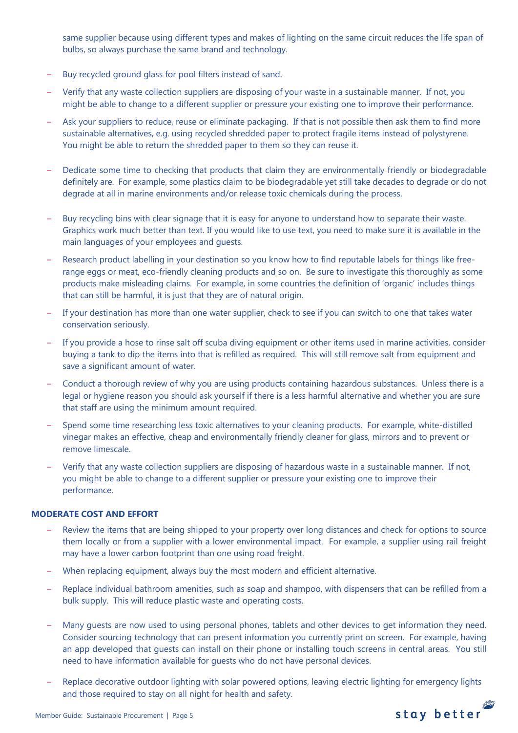same supplier because using different types and makes of lighting on the same circuit reduces the life span of bulbs, so always purchase the same brand and technology.

- Buy recycled ground glass for pool filters instead of sand.
- Verify that any waste collection suppliers are disposing of your waste in a sustainable manner. If not, you might be able to change to a different supplier or pressure your existing one to improve their performance.
- Ask your suppliers to reduce, reuse or eliminate packaging. If that is not possible then ask them to find more sustainable alternatives, e.g. using recycled shredded paper to protect fragile items instead of polystyrene. You might be able to return the shredded paper to them so they can reuse it.
- Dedicate some time to checking that products that claim they are environmentally friendly or biodegradable definitely are. For example, some plastics claim to be biodegradable yet still take decades to degrade or do not degrade at all in marine environments and/or release toxic chemicals during the process.
- Buy recycling bins with clear signage that it is easy for anyone to understand how to separate their waste. Graphics work much better than text. If you would like to use text, you need to make sure it is available in the main languages of your employees and guests.
- Research product labelling in your destination so you know how to find reputable labels for things like free-range eggs or meat, eco-friendly cleaning products and so on. Be sure to investigate this thoroughly as some products make misleading claims. For example, in some countries the definition of 'organic' includes things that can still be harmful, it is just that they are of natural origin.
- If your destination has more than one water supplier, check to see if you can switch to one that takes water conservation seriously.
- If you provide a hose to rinse salt off scuba diving equipment or other items used in marine activities, consider buying a tank to dip the items into that is refilled as required. This will still remove salt from equipment and save a significant amount of water.
- Conduct a thorough review of why you are using products containing hazardous substances. Unless there is a legal or hygiene reason you should ask yourself if there is a less harmful alternative and whether you are sure that staff are using the minimum amount required.
- Spend some time researching less toxic alternatives to your cleaning products. For example, white-distilled vinegar makes an effective, cheap and environmentally friendly cleaner for glass, mirrors and to prevent or remove limescale.
- Verify that any waste collection suppliers are disposing of hazardous waste in a sustainable manner. If not, you might be able to change to a different supplier or pressure your existing one to improve their performance.

**MODERATE COST AND EFFORT**

- Review the items that are being shipped to your property over long distances and check for options to source them locally or from a supplier with a lower environmental impact. For example, a supplier using rail freight may have a lower carbon footprint than one using road freight.
- When replacing equipment, always buy the most modern and efficient alternative.
- Replace individual bathroom amenities, such as soap and shampoo, with dispensers that can be refilled from a bulk supply. This will reduce plastic waste and operating costs.
- Many guests are now used to using personal phones, tablets and other devices to get information they need. Consider sourcing technology that can present information you currently print on screen. For example, having an app developed that guests can install on their phone or installing touch screens in central areas. You still need to have information available for guests who do not have personal devices.
- Replace decorative outdoor lighting with solar powered options, leaving electric lighting for emergency lights and those required to stay on all night for health and safety.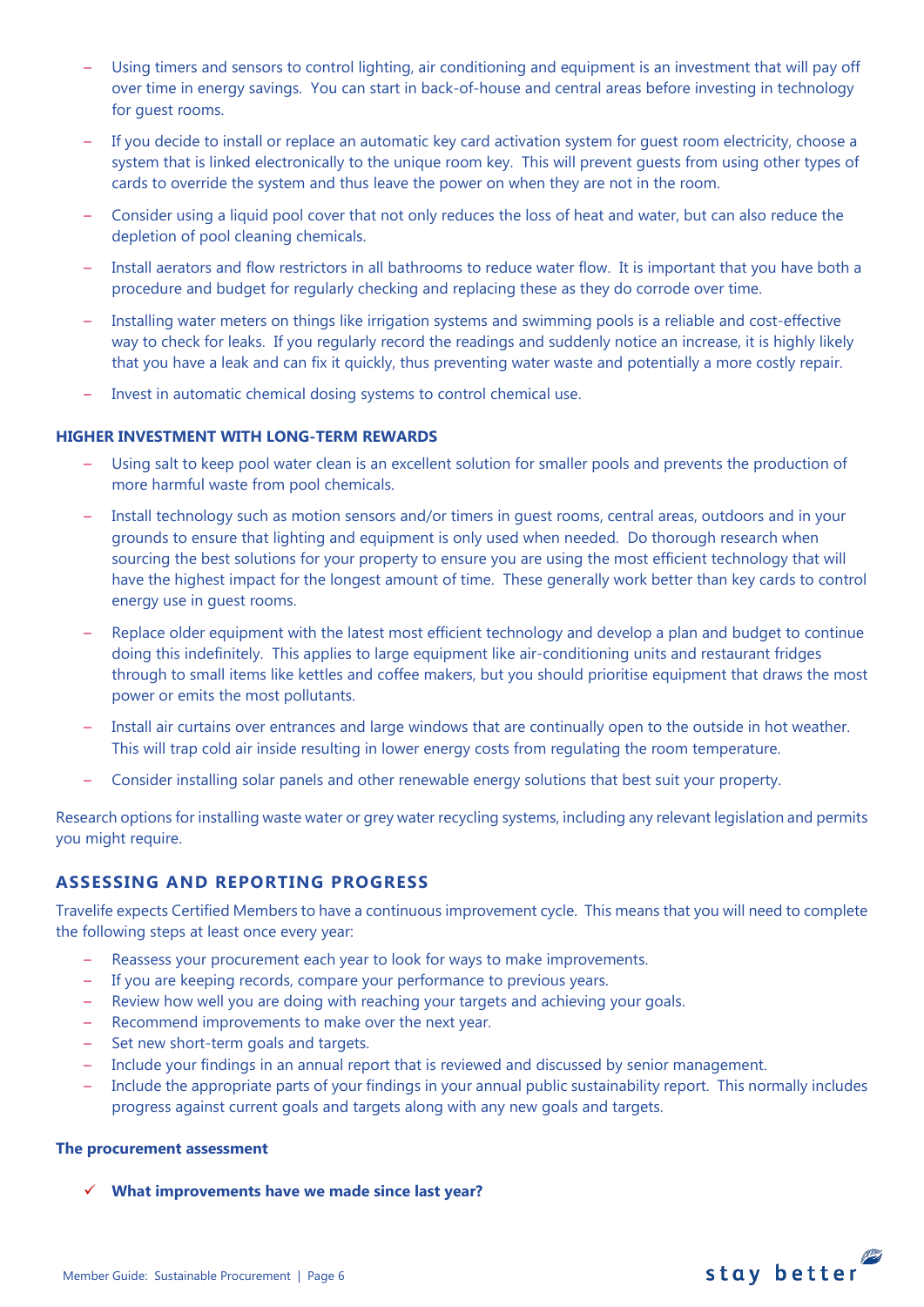- Using timers and sensors to control lighting, air conditioning and equipment is an investment that will pay off over time in energy savings. You can start in back-of-house and central areas before investing in technology for guest rooms.
- If you decide to install or replace an automatic key card activation system for guest room electricity, choose a system that is linked electronically to the unique room key. This will prevent guests from using other types of cards to override the system and thus leave the power on when they are not in the room.
- Consider using a liquid pool cover that not only reduces the loss of heat and water, but can also reduce the depletion of pool cleaning chemicals.
- Install aerators and flow restrictors in all bathrooms to reduce water flow. It is important that you have both a procedure and budget for regularly checking and replacing these as they do corrode over time.
- Installing water meters on things like irrigation systems and swimming pools is a reliable and cost-effective way to check for leaks. If you regularly record the readings and suddenly notice an increase, it is highly likely that you have a leak and can fix it quickly, thus preventing water waste and potentially a more costly repair.
- Invest in automatic chemical dosing systems to control chemical use.

#### HIGHER INVESTMENT WITH LONG-TERM REWARDS

- Using salt to keep pool water clean is an excellent solution for smaller pools and prevents the production of more harmful waste from pool chemicals.
- Install technology such as motion sensors and/or timers in guest rooms, central areas, outdoors and in your grounds to ensure that lighting and equipment is only used when needed. Do thorough research when sourcing the best solutions for your property to ensure you are using the most efficient technology that will have the highest impact for the longest amount of time. These generally work better than key cards to control energy use in guest rooms.
- Replace older equipment with the latest most efficient technology and develop a plan and budget to continue doing this indefinitely. This applies to large equipment like air-conditioning units and restaurant fridges through to small items like kettles and coffee makers, but you should prioritise equipment that draws the most power or emits the most pollutants.
- Install air curtains over entrances and large windows that are continually open to the outside in hot weather. This will trap cold air inside resulting in lower energy costs from regulating the room temperature.
- Consider installing solar panels and other renewable energy solutions that best suit your property.

Research options for installing waste water or grey water recycling systems, including any relevant legislation and permits you might require.

## ASSESSING AND REPORTING PROGRESS

Travelife expects Certified Members to have a continuous improvement cycle. This means that you will need to complete the following steps at least once every year:

- Reassess your procurement each year to look for ways to make improvements.
- If you are keeping records, compare your performance to previous years.
- Review how well you are doing with reaching your targets and achieving your goals.
- Recommend improvements to make over the next year.
- Set new short-term goals and targets.
- Include your findings in an annual report that is reviewed and discussed by senior management.
- Include the appropriate parts of your findings in your annual public sustainability report. This normally includes progress against current goals and targets along with any new goals and targets.

#### The procurement assessment

- ✓ **What improvements have we made since last year?**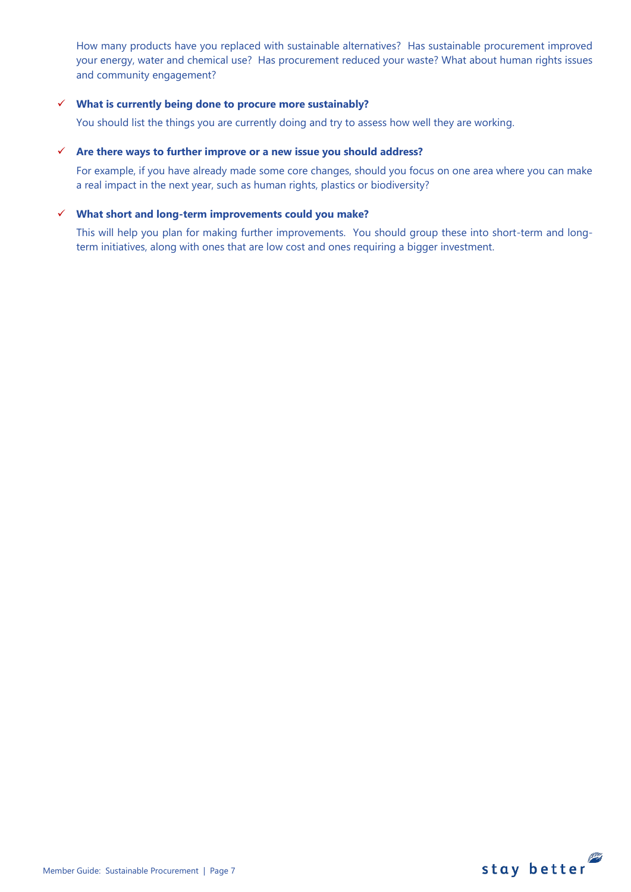How many products have you replaced with sustainable alternatives? Has sustainable procurement improved your energy, water and chemical use? Has procurement reduced your waste? What about human rights issues and community engagement?

- ✓ **What is currently being done to procure more sustainably?**

  You should list the things you are currently doing and try to assess how well they are working.

- ✓ **Are there ways to further improve or a new issue you should address?**

  For example, if you have already made some core changes, should you focus on one area where you can make a real impact in the next year, such as human rights, plastics or biodiversity?

- ✓ **What short and long-term improvements could you make?**

  This will help you plan for making further improvements. You should group these into short-term and long-term initiatives, along with ones that are low cost and ones requiring a bigger investment.